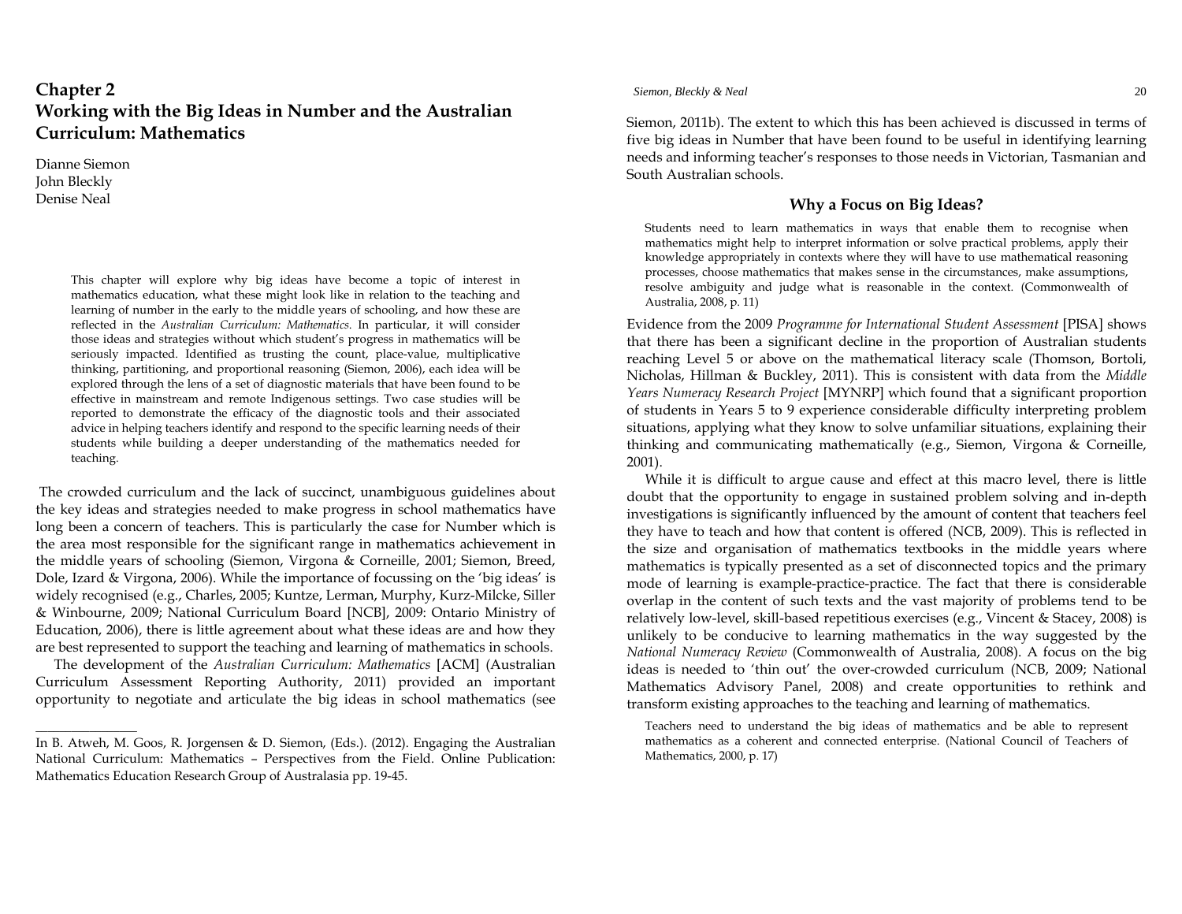# Chapter 2
# Working with the Big Ideas in Number and the Australian Curriculum: Mathematics

Dianne Siemon
John Bleckly
Denise Neal

> This chapter will explore why big ideas have become a topic of interest in mathematics education, what these might look like in relation to the teaching and learning of number in the early to the middle years of schooling, and how these are reflected in the *Australian Curriculum: Mathematics*. In particular, it will consider those ideas and strategies without which student's progress in mathematics will be seriously impacted. Identified as trusting the count, place-value, multiplicative thinking, partitioning, and proportional reasoning (Siemon, 2006), each idea will be explored through the lens of a set of diagnostic materials that have been found to be effective in mainstream and remote Indigenous settings. Two case studies will be reported to demonstrate the efficacy of the diagnostic tools and their associated advice in helping teachers identify and respond to the specific learning needs of their students while building a deeper understanding of the mathematics needed for teaching.

The crowded curriculum and the lack of succinct, unambiguous guidelines about the key ideas and strategies needed to make progress in school mathematics have long been a concern of teachers. This is particularly the case for Number which is the area most responsible for the significant range in mathematics achievement in the middle years of schooling (Siemon, Virgona & Corneille, 2001; Siemon, Breed, Dole, Izard & Virgona, 2006). While the importance of focussing on the 'big ideas' is widely recognised (e.g., Charles, 2005; Kuntze, Lerman, Murphy, Kurz-Milcke, Siller & Winbourne, 2009; National Curriculum Board [NCB], 2009: Ontario Ministry of Education, 2006), there is little agreement about what these ideas are and how they are best represented to support the teaching and learning of mathematics in schools.

The development of the *Australian Curriculum: Mathematics* [ACM] (Australian Curriculum Assessment Reporting Authority, 2011) provided an important opportunity to negotiate and articulate the big ideas in school mathematics (see Siemon, 2011b). The extent to which this has been achieved is discussed in terms of five big ideas in Number that have been found to be useful in identifying learning needs and informing teacher's responses to those needs in Victorian, Tasmanian and South Australian schools.

---

In B. Atweh, M. Goos, R. Jorgensen & D. Siemon, (Eds.). (2012). Engaging the Australian National Curriculum: Mathematics – Perspectives from the Field. Online Publication: Mathematics Education Research Group of Australasia pp. 19-45.

---

## Why a Focus on Big Ideas?

> Students need to learn mathematics in ways that enable them to recognise when mathematics might help to interpret information or solve practical problems, apply their knowledge appropriately in contexts where they will have to use mathematical reasoning processes, choose mathematics that makes sense in the circumstances, make assumptions, resolve ambiguity and judge what is reasonable in the context. (Commonwealth of Australia, 2008, p. 11)

Evidence from the 2009 *Programme for International Student Assessment* [PISA] shows that there has been a significant decline in the proportion of Australian students reaching Level 5 or above on the mathematical literacy scale (Thomson, Bortoli, Nicholas, Hillman & Buckley, 2011). This is consistent with data from the *Middle Years Numeracy Research Project* [MYNRP] which found that a significant proportion of students in Years 5 to 9 experience considerable difficulty interpreting problem situations, applying what they know to solve unfamiliar situations, explaining their thinking and communicating mathematically (e.g., Siemon, Virgona & Corneille, 2001).

While it is difficult to argue cause and effect at this macro level, there is little doubt that the opportunity to engage in sustained problem solving and in-depth investigations is significantly influenced by the amount of content that teachers feel they have to teach and how that content is offered (NCB, 2009). This is reflected in the size and organisation of mathematics textbooks in the middle years where mathematics is typically presented as a set of disconnected topics and the primary mode of learning is example-practice-practice. The fact that there is considerable overlap in the content of such texts and the vast majority of problems tend to be relatively low-level, skill-based repetitious exercises (e.g., Vincent & Stacey, 2008) is unlikely to be conducive to learning mathematics in the way suggested by the *National Numeracy Review* (Commonwealth of Australia, 2008). A focus on the big ideas is needed to 'thin out' the over-crowded curriculum (NCB, 2009; National Mathematics Advisory Panel, 2008) and create opportunities to rethink and transform existing approaches to the teaching and learning of mathematics.

> Teachers need to understand the big ideas of mathematics and be able to represent mathematics as a coherent and connected enterprise. (National Council of Teachers of Mathematics, 2000, p. 17)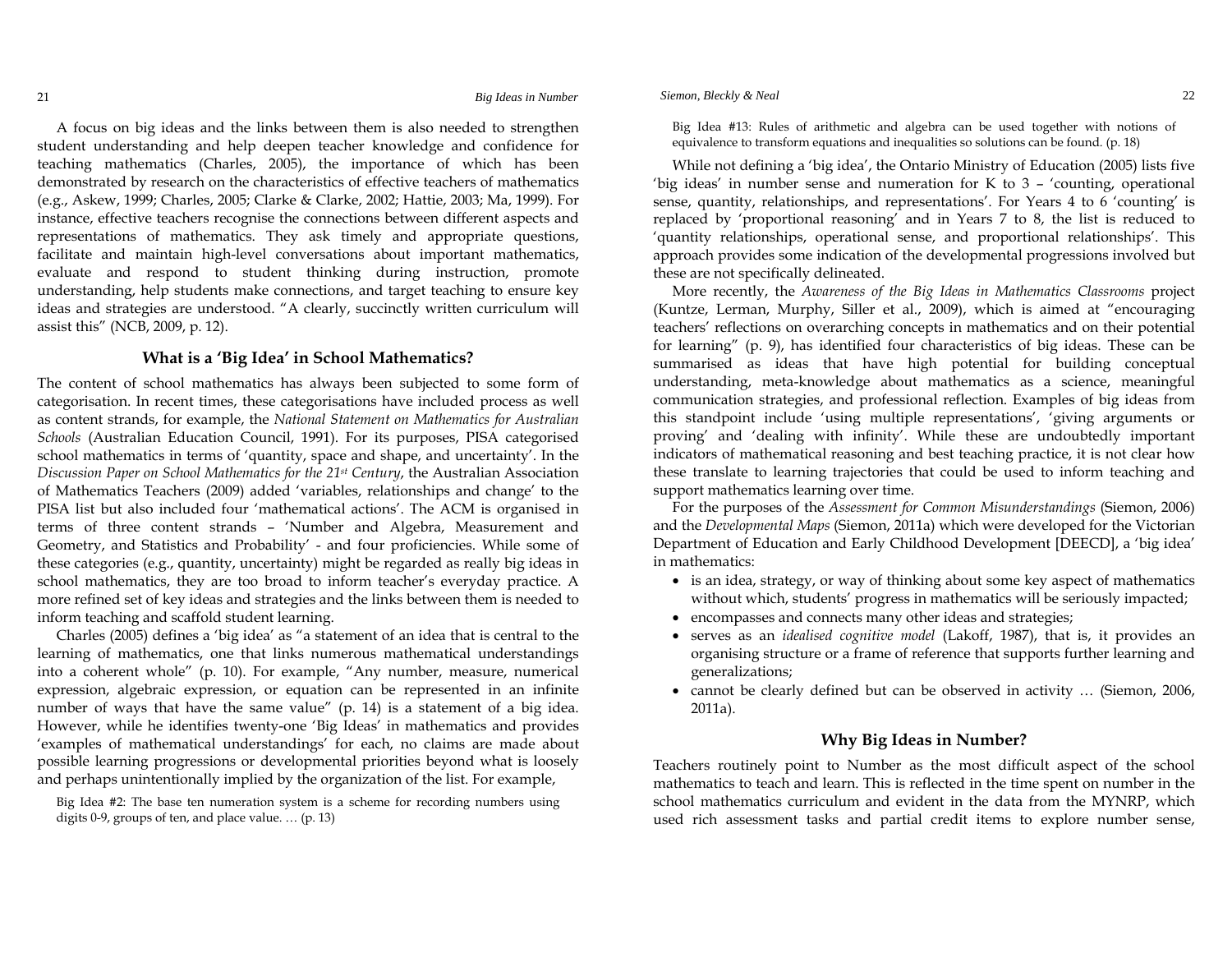A focus on big ideas and the links between them is also needed to strengthen student understanding and help deepen teacher knowledge and confidence for teaching mathematics (Charles, 2005), the importance of which has been demonstrated by research on the characteristics of effective teachers of mathematics (e.g., Askew, 1999; Charles, 2005; Clarke & Clarke, 2002; Hattie, 2003; Ma, 1999). For instance, effective teachers recognise the connections between different aspects and representations of mathematics. They ask timely and appropriate questions, facilitate and maintain high-level conversations about important mathematics, evaluate and respond to student thinking during instruction, promote understanding, help students make connections, and target teaching to ensure key ideas and strategies are understood. "A clearly, succinctly written curriculum will assist this" (NCB, 2009, p. 12).

## What is a 'Big Idea' in School Mathematics?

The content of school mathematics has always been subjected to some form of categorisation. In recent times, these categorisations have included process as well as content strands, for example, the *National Statement on Mathematics for Australian Schools* (Australian Education Council, 1991). For its purposes, PISA categorised school mathematics in terms of 'quantity, space and shape, and uncertainty'. In the *Discussion Paper on School Mathematics for the 21st Century*, the Australian Association of Mathematics Teachers (2009) added 'variables, relationships and change' to the PISA list but also included four 'mathematical actions'. The ACM is organised in terms of three content strands – 'Number and Algebra, Measurement and Geometry, and Statistics and Probability' - and four proficiencies. While some of these categories (e.g., quantity, uncertainty) might be regarded as really big ideas in school mathematics, they are too broad to inform teacher's everyday practice. A more refined set of key ideas and strategies and the links between them is needed to inform teaching and scaffold student learning.

Charles (2005) defines a 'big idea' as "a statement of an idea that is central to the learning of mathematics, one that links numerous mathematical understandings into a coherent whole" (p. 10). For example, "Any number, measure, numerical expression, algebraic expression, or equation can be represented in an infinite number of ways that have the same value" (p. 14) is a statement of a big idea. However, while he identifies twenty-one 'Big Ideas' in mathematics and provides 'examples of mathematical understandings' for each, no claims are made about possible learning progressions or developmental priorities beyond what is loosely and perhaps unintentionally implied by the organization of the list. For example,

> Big Idea #2: The base ten numeration system is a scheme for recording numbers using digits 0-9, groups of ten, and place value. … (p. 13)

> Big Idea #13: Rules of arithmetic and algebra can be used together with notions of equivalence to transform equations and inequalities so solutions can be found. (p. 18)

While not defining a 'big idea', the Ontario Ministry of Education (2005) lists five 'big ideas' in number sense and numeration for K to 3 – 'counting, operational sense, quantity, relationships, and representations'. For Years 4 to 6 'counting' is replaced by 'proportional reasoning' and in Years 7 to 8, the list is reduced to 'quantity relationships, operational sense, and proportional relationships'. This approach provides some indication of the developmental progressions involved but these are not specifically delineated.

More recently, the *Awareness of the Big Ideas in Mathematics Classrooms* project (Kuntze, Lerman, Murphy, Siller et al., 2009), which is aimed at "encouraging teachers' reflections on overarching concepts in mathematics and on their potential for learning" (p. 9), has identified four characteristics of big ideas. These can be summarised as ideas that have high potential for building conceptual understanding, meta-knowledge about mathematics as a science, meaningful communication strategies, and professional reflection. Examples of big ideas from this standpoint include 'using multiple representations', 'giving arguments or proving' and 'dealing with infinity'. While these are undoubtedly important indicators of mathematical reasoning and best teaching practice, it is not clear how these translate to learning trajectories that could be used to inform teaching and support mathematics learning over time.

For the purposes of the *Assessment for Common Misunderstandings* (Siemon, 2006) and the *Developmental Maps* (Siemon, 2011a) which were developed for the Victorian Department of Education and Early Childhood Development [DEECD], a 'big idea' in mathematics:

- is an idea, strategy, or way of thinking about some key aspect of mathematics without which, students' progress in mathematics will be seriously impacted;
- encompasses and connects many other ideas and strategies;
- serves as an *idealised cognitive model* (Lakoff, 1987), that is, it provides an organising structure or a frame of reference that supports further learning and generalizations;
- cannot be clearly defined but can be observed in activity … (Siemon, 2006, 2011a).

## Why Big Ideas in Number?

Teachers routinely point to Number as the most difficult aspect of the school mathematics to teach and learn. This is reflected in the time spent on number in the school mathematics curriculum and evident in the data from the MYNRP, which used rich assessment tasks and partial credit items to explore number sense,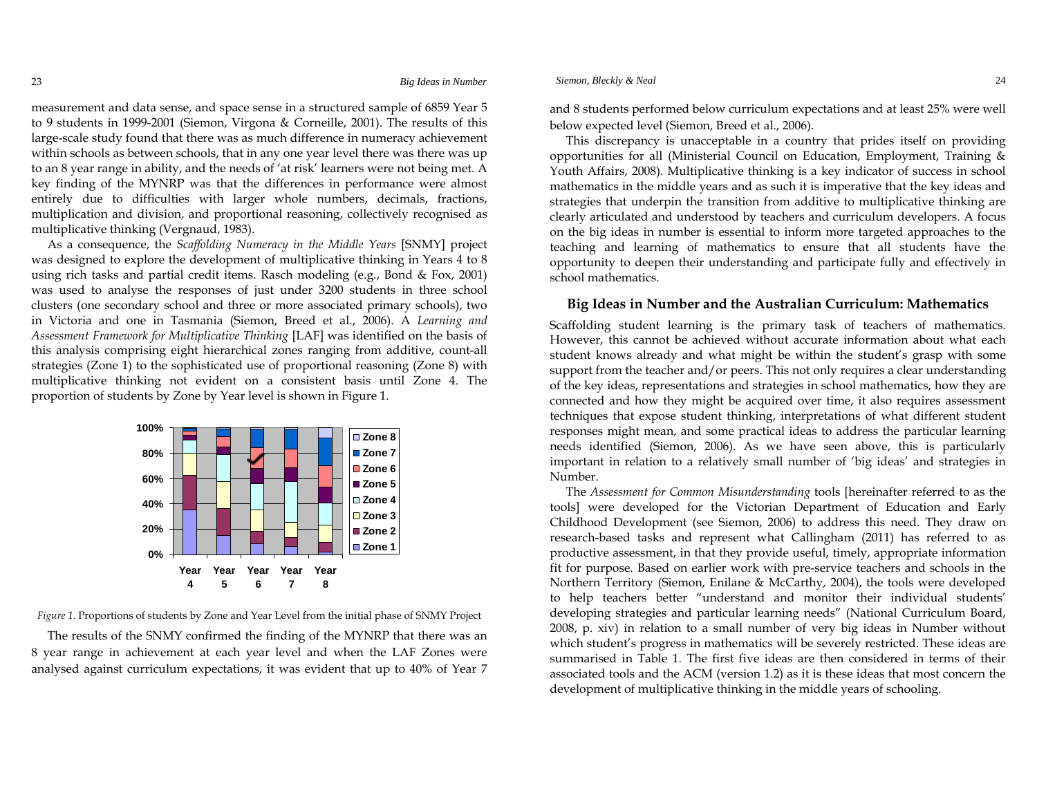measurement and data sense, and space sense in a structured sample of 6859 Year 5 to 9 students in 1999-2001 (Siemon, Virgona & Corneille, 2001). The results of this large-scale study found that there was as much difference in numeracy achievement within schools as between schools, that in any one year level there was there was up to an 8 year range in ability, and the needs of 'at risk' learners were not being met. A key finding of the MYNRP was that the differences in performance were almost entirely due to difficulties with larger whole numbers, decimals, fractions, multiplication and division, and proportional reasoning, collectively recognised as multiplicative thinking (Vergnaud, 1983).

As a consequence, the *Scaffolding Numeracy in the Middle Years* [SNMY] project was designed to explore the development of multiplicative thinking in Years 4 to 8 using rich tasks and partial credit items. Rasch modeling (e.g., Bond & Fox, 2001) was used to analyse the responses of just under 3200 students in three school clusters (one secondary school and three or more associated primary schools), two in Victoria and one in Tasmania (Siemon, Breed et al., 2006). A *Learning and Assessment Framework for Multiplicative Thinking* [LAF] was identified on the basis of this analysis comprising eight hierarchical zones ranging from additive, count-all strategies (Zone 1) to the sophisticated use of proportional reasoning (Zone 8) with multiplicative thinking not evident on a consistent basis until Zone 4. The proportion of students by Zone by Year level is shown in Figure 1.

*Figure 1.* Proportions of students by Zone and Year Level from the initial phase of SNMY Project

The results of the SNMY confirmed the finding of the MYNRP that there was an 8 year range in achievement at each year level and when the LAF Zones were analysed against curriculum expectations, it was evident that up to 40% of Year 7 and 8 students performed below curriculum expectations and at least 25% were well below expected level (Siemon, Breed et al., 2006).

This discrepancy is unacceptable in a country that prides itself on providing opportunities for all (Ministerial Council on Education, Employment, Training & Youth Affairs, 2008). Multiplicative thinking is a key indicator of success in school mathematics in the middle years and as such it is imperative that the key ideas and strategies that underpin the transition from additive to multiplicative thinking are clearly articulated and understood by teachers and curriculum developers. A focus on the big ideas in number is essential to inform more targeted approaches to the teaching and learning of mathematics to ensure that all students have the opportunity to deepen their understanding and participate fully and effectively in school mathematics.

## Big Ideas in Number and the Australian Curriculum: Mathematics

Scaffolding student learning is the primary task of teachers of mathematics. However, this cannot be achieved without accurate information about what each student knows already and what might be within the student's grasp with some support from the teacher and/or peers. This not only requires a clear understanding of the key ideas, representations and strategies in school mathematics, how they are connected and how they might be acquired over time, it also requires assessment techniques that expose student thinking, interpretations of what different student responses might mean, and some practical ideas to address the particular learning needs identified (Siemon, 2006). As we have seen above, this is particularly important in relation to a relatively small number of 'big ideas' and strategies in Number.

The *Assessment for Common Misunderstanding* tools [hereinafter referred to as the tools] were developed for the Victorian Department of Education and Early Childhood Development (see Siemon, 2006) to address this need. They draw on research-based tasks and represent what Callingham (2011) has referred to as productive assessment, in that they provide useful, timely, appropriate information fit for purpose. Based on earlier work with pre-service teachers and schools in the Northern Territory (Siemon, Enilane & McCarthy, 2004), the tools were developed to help teachers better "understand and monitor their individual students' developing strategies and particular learning needs" (National Curriculum Board, 2008, p. xiv) in relation to a small number of very big ideas in Number without which student's progress in mathematics will be severely restricted. These ideas are summarised in Table 1. The first five ideas are then considered in terms of their associated tools and the ACM (version 1.2) as it is these ideas that most concern the development of multiplicative thinking in the middle years of schooling.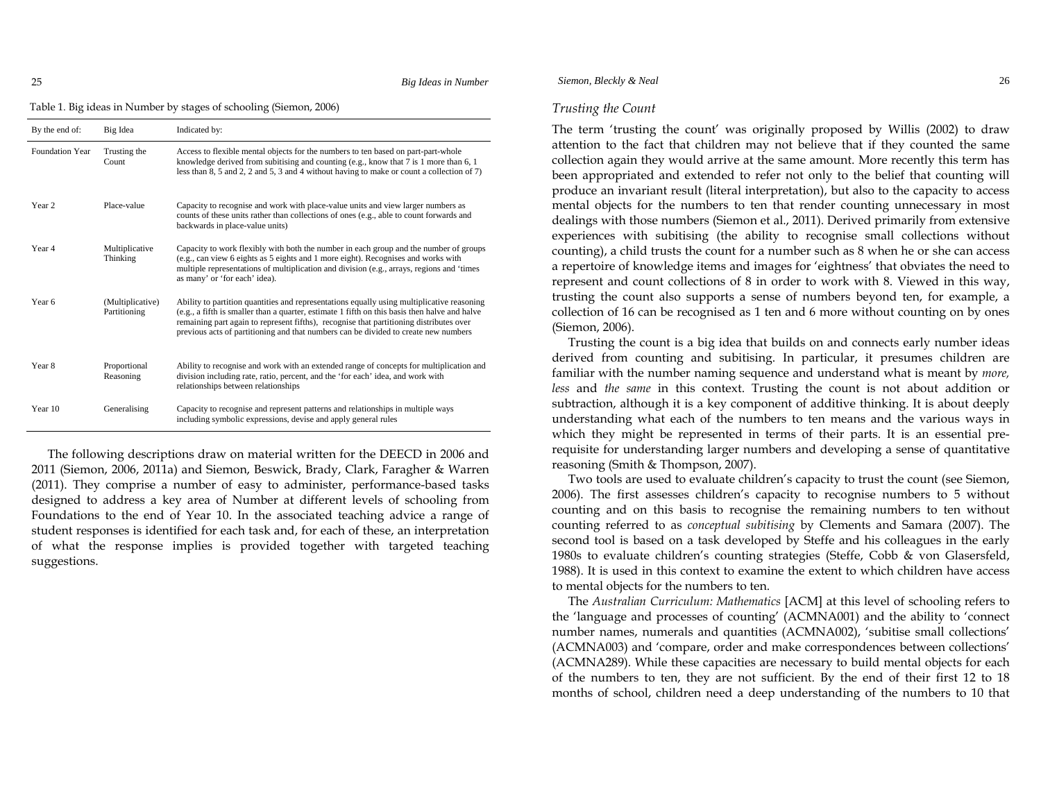Table 1. Big ideas in Number by stages of schooling (Siemon, 2006)

| By the end of: | Big Idea | Indicated by: |
|---|---|---|
| Foundation Year | Trusting the Count | Access to flexible mental objects for the numbers to ten based on part-part-whole knowledge derived from subitising and counting (e.g., know that 7 is 1 more than 6, 1 less than 8, 5 and 2, 2 and 5, 3 and 4 without having to make or count a collection of 7) |
| Year 2 | Place-value | Capacity to recognise and work with place-value units and view larger numbers as counts of these units rather than collections of ones (e.g., able to count forwards and backwards in place-value units) |
| Year 4 | Multiplicative Thinking | Capacity to work flexibly with both the number in each group and the number of groups (e.g., can view 6 eights as 5 eights and 1 more eight). Recognises and works with multiple representations of multiplication and division (e.g., arrays, regions and 'times as many' or 'for each' idea). |
| Year 6 | (Multiplicative) Partitioning | Ability to partition quantities and representations equally using multiplicative reasoning (e.g., a fifth is smaller than a quarter, estimate 1 fifth on this basis then halve and halve remaining part again to represent fifths), recognise that partitioning distributes over previous acts of partitioning and that numbers can be divided to create new numbers |
| Year 8 | Proportional Reasoning | Ability to recognise and work with an extended range of concepts for multiplication and division including rate, ratio, percent, and the 'for each' idea, and work with relationships between relationships |
| Year 10 | Generalising | Capacity to recognise and represent patterns and relationships in multiple ways including symbolic expressions, devise and apply general rules |

The following descriptions draw on material written for the DEECD in 2006 and 2011 (Siemon, 2006, 2011a) and Siemon, Beswick, Brady, Clark, Faragher & Warren (2011). They comprise a number of easy to administer, performance-based tasks designed to address a key area of Number at different levels of schooling from Foundations to the end of Year 10. In the associated teaching advice a range of student responses is identified for each task and, for each of these, an interpretation of what the response implies is provided together with targeted teaching suggestions.

### *Trusting the Count*

The term 'trusting the count' was originally proposed by Willis (2002) to draw attention to the fact that children may not believe that if they counted the same collection again they would arrive at the same amount. More recently this term has been appropriated and extended to refer not only to the belief that counting will produce an invariant result (literal interpretation), but also to the capacity to access mental objects for the numbers to ten that render counting unnecessary in most dealings with those numbers (Siemon et al., 2011). Derived primarily from extensive experiences with subitising (the ability to recognise small collections without counting), a child trusts the count for a number such as 8 when he or she can access a repertoire of knowledge items and images for 'eightness' that obviates the need to represent and count collections of 8 in order to work with 8. Viewed in this way, trusting the count also supports a sense of numbers beyond ten, for example, a collection of 16 can be recognised as 1 ten and 6 more without counting on by ones (Siemon, 2006).

Trusting the count is a big idea that builds on and connects early number ideas derived from counting and subitising. In particular, it presumes children are familiar with the number naming sequence and understand what is meant by *more, less* and *the same* in this context. Trusting the count is not about addition or subtraction, although it is a key component of additive thinking. It is about deeply understanding what each of the numbers to ten means and the various ways in which they might be represented in terms of their parts. It is an essential pre-requisite for understanding larger numbers and developing a sense of quantitative reasoning (Smith & Thompson, 2007).

Two tools are used to evaluate children's capacity to trust the count (see Siemon, 2006). The first assesses children's capacity to recognise numbers to 5 without counting and on this basis to recognise the remaining numbers to ten without counting referred to as *conceptual subitising* by Clements and Samara (2007). The second tool is based on a task developed by Steffe and his colleagues in the early 1980s to evaluate children's counting strategies (Steffe, Cobb & von Glasersfeld, 1988). It is used in this context to examine the extent to which children have access to mental objects for the numbers to ten.

The *Australian Curriculum: Mathematics* [ACM] at this level of schooling refers to the 'language and processes of counting' (ACMNA001) and the ability to 'connect number names, numerals and quantities (ACMNA002), 'subitise small collections' (ACMNA003) and 'compare, order and make correspondences between collections' (ACMNA289). While these capacities are necessary to build mental objects for each of the numbers to ten, they are not sufficient. By the end of their first 12 to 18 months of school, children need a deep understanding of the numbers to 10 that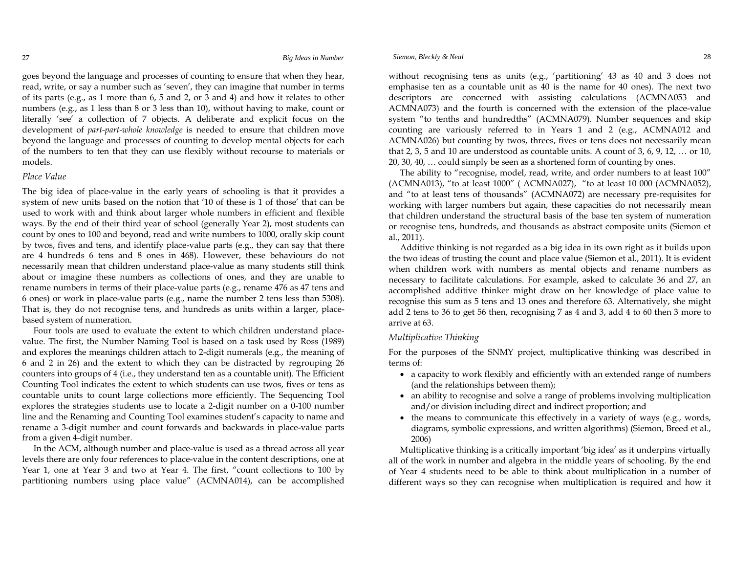goes beyond the language and processes of counting to ensure that when they hear, read, write, or say a number such as 'seven', they can imagine that number in terms of its parts (e.g., as 1 more than 6, 5 and 2, or 3 and 4) and how it relates to other numbers (e.g., as 1 less than 8 or 3 less than 10), without having to make, count or literally 'see' a collection of 7 objects. A deliberate and explicit focus on the development of *part-part-whole knowledge* is needed to ensure that children move beyond the language and processes of counting to develop mental objects for each of the numbers to ten that they can use flexibly without recourse to materials or models.

### *Place Value*

The big idea of place-value in the early years of schooling is that it provides a system of new units based on the notion that '10 of these is 1 of those' that can be used to work with and think about larger whole numbers in efficient and flexible ways. By the end of their third year of school (generally Year 2), most students can count by ones to 100 and beyond, read and write numbers to 1000, orally skip count by twos, fives and tens, and identify place-value parts (e.g., they can say that there are 4 hundreds 6 tens and 8 ones in 468). However, these behaviours do not necessarily mean that children understand place-value as many students still think about or imagine these numbers as collections of ones, and they are unable to rename numbers in terms of their place-value parts (e.g., rename 476 as 47 tens and 6 ones) or work in place-value parts (e.g., name the number 2 tens less than 5308). That is, they do not recognise tens, and hundreds as units within a larger, place-based system of numeration.

Four tools are used to evaluate the extent to which children understand place-value. The first, the Number Naming Tool is based on a task used by Ross (1989) and explores the meanings children attach to 2-digit numerals (e.g., the meaning of 6 and 2 in 26) and the extent to which they can be distracted by regrouping 26 counters into groups of 4 (i.e., they understand ten as a countable unit). The Efficient Counting Tool indicates the extent to which students can use twos, fives or tens as countable units to count large collections more efficiently. The Sequencing Tool explores the strategies students use to locate a 2-digit number on a 0-100 number line and the Renaming and Counting Tool examines student's capacity to name and rename a 3-digit number and count forwards and backwards in place-value parts from a given 4-digit number.

In the ACM, although number and place-value is used as a thread across all year levels there are only four references to place-value in the content descriptions, one at Year 1, one at Year 3 and two at Year 4. The first, "count collections to 100 by partitioning numbers using place value" (ACMNA014), can be accomplished without recognising tens as units (e.g., 'partitioning' 43 as 40 and 3 does not emphasise ten as a countable unit as 40 is the name for 40 ones). The next two descriptors are concerned with assisting calculations (ACMNA053 and ACMNA073) and the fourth is concerned with the extension of the place-value system "to tenths and hundredths" (ACMNA079). Number sequences and skip counting are variously referred to in Years 1 and 2 (e.g., ACMNA012 and ACMNA026) but counting by twos, threes, fives or tens does not necessarily mean that 2, 3, 5 and 10 are understood as countable units. A count of 3, 6, 9, 12, … or 10, 20, 30, 40, … could simply be seen as a shortened form of counting by ones.

The ability to "recognise, model, read, write, and order numbers to at least 100" (ACMNA013), "to at least 1000" ( ACMNA027), "to at least 10 000 (ACMNA052), and "to at least tens of thousands" (ACMNA072) are necessary pre-requisites for working with larger numbers but again, these capacities do not necessarily mean that children understand the structural basis of the base ten system of numeration or recognise tens, hundreds, and thousands as abstract composite units (Siemon et al., 2011).

Additive thinking is not regarded as a big idea in its own right as it builds upon the two ideas of trusting the count and place value (Siemon et al., 2011). It is evident when children work with numbers as mental objects and rename numbers as necessary to facilitate calculations. For example, asked to calculate 36 and 27, an accomplished additive thinker might draw on her knowledge of place value to recognise this sum as 5 tens and 13 ones and therefore 63. Alternatively, she might add 2 tens to 36 to get 56 then, recognising 7 as 4 and 3, add 4 to 60 then 3 more to arrive at 63.

### *Multiplicative Thinking*

For the purposes of the SNMY project, multiplicative thinking was described in terms of:

- a capacity to work flexibly and efficiently with an extended range of numbers (and the relationships between them);
- an ability to recognise and solve a range of problems involving multiplication and/or division including direct and indirect proportion; and
- the means to communicate this effectively in a variety of ways (e.g., words, diagrams, symbolic expressions, and written algorithms) (Siemon, Breed et al., 2006)

Multiplicative thinking is a critically important 'big idea' as it underpins virtually all of the work in number and algebra in the middle years of schooling. By the end of Year 4 students need to be able to think about multiplication in a number of different ways so they can recognise when multiplication is required and how it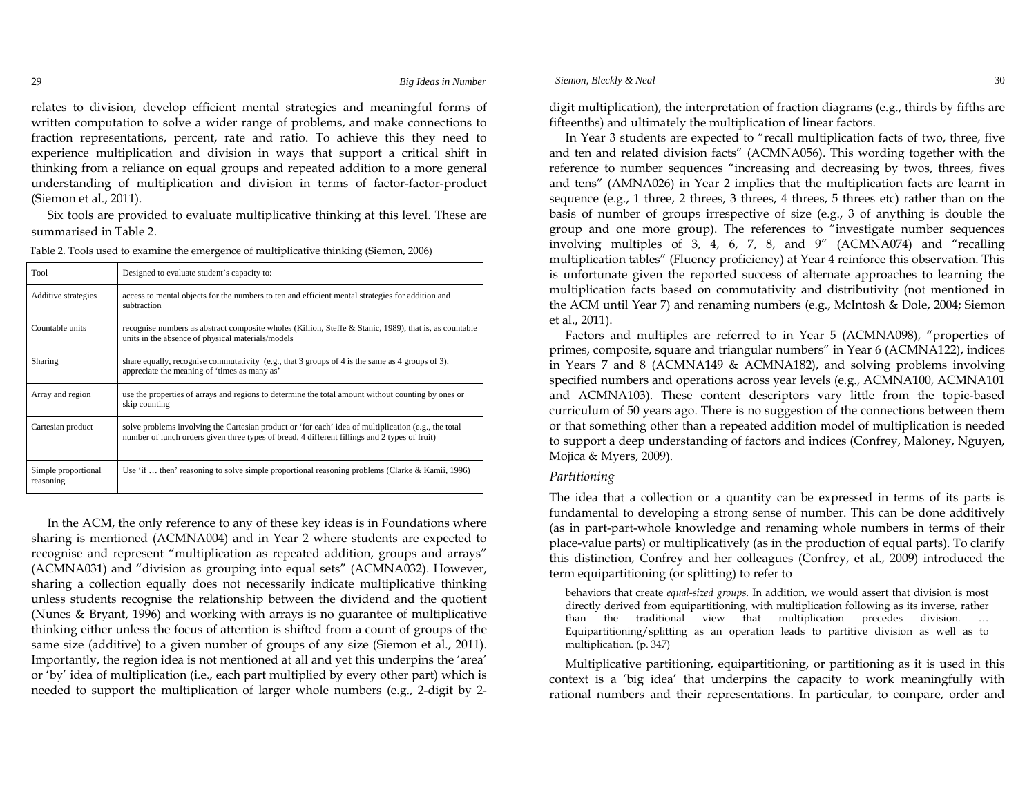relates to division, develop efficient mental strategies and meaningful forms of written computation to solve a wider range of problems, and make connections to fraction representations, percent, rate and ratio. To achieve this they need to experience multiplication and division in ways that support a critical shift in thinking from a reliance on equal groups and repeated addition to a more general understanding of multiplication and division in terms of factor-factor-product (Siemon et al., 2011).

Six tools are provided to evaluate multiplicative thinking at this level. These are summarised in Table 2.

Table 2. Tools used to examine the emergence of multiplicative thinking (Siemon, 2006)

| Tool | Designed to evaluate student's capacity to: |
| --- | --- |
| Additive strategies | access to mental objects for the numbers to ten and efficient mental strategies for addition and subtraction |
| Countable units | recognise numbers as abstract composite wholes (Killion, Steffe & Stanic, 1989), that is, as countable units in the absence of physical materials/models |
| Sharing | share equally, recognise commutativity (e.g., that 3 groups of 4 is the same as 4 groups of 3), appreciate the meaning of 'times as many as' |
| Array and region | use the properties of arrays and regions to determine the total amount without counting by ones or skip counting |
| Cartesian product | solve problems involving the Cartesian product or 'for each' idea of multiplication (e.g., the total number of lunch orders given three types of bread, 4 different fillings and 2 types of fruit) |
| Simple proportional reasoning | Use 'if … then' reasoning to solve simple proportional reasoning problems (Clarke & Kamii, 1996) |

In the ACM, the only reference to any of these key ideas is in Foundations where sharing is mentioned (ACMNA004) and in Year 2 where students are expected to recognise and represent "multiplication as repeated addition, groups and arrays" (ACMNA031) and "division as grouping into equal sets" (ACMNA032). However, sharing a collection equally does not necessarily indicate multiplicative thinking unless students recognise the relationship between the dividend and the quotient (Nunes & Bryant, 1996) and working with arrays is no guarantee of multiplicative thinking either unless the focus of attention is shifted from a count of groups of the same size (additive) to a given number of groups of any size (Siemon et al., 2011). Importantly, the region idea is not mentioned at all and yet this underpins the 'area' or 'by' idea of multiplication (i.e., each part multiplied by every other part) which is needed to support the multiplication of larger whole numbers (e.g., 2-digit by 2-digit multiplication), the interpretation of fraction diagrams (e.g., thirds by fifths are fifteenths) and ultimately the multiplication of linear factors.

In Year 3 students are expected to "recall multiplication facts of two, three, five and ten and related division facts" (ACMNA056). This wording together with the reference to number sequences "increasing and decreasing by twos, threes, fives and tens" (AMNA026) in Year 2 implies that the multiplication facts are learnt in sequence (e.g., 1 three, 2 threes, 3 threes, 4 threes, 5 threes etc) rather than on the basis of number of groups irrespective of size (e.g., 3 of anything is double the group and one more group). The references to "investigate number sequences involving multiples of 3, 4, 6, 7, 8, and 9" (ACMNA074) and "recalling multiplication tables" (Fluency proficiency) at Year 4 reinforce this observation. This is unfortunate given the reported success of alternate approaches to learning the multiplication facts based on commutativity and distributivity (not mentioned in the ACM until Year 7) and renaming numbers (e.g., McIntosh & Dole, 2004; Siemon et al., 2011).

Factors and multiples are referred to in Year 5 (ACMNA098), "properties of primes, composite, square and triangular numbers" in Year 6 (ACMNA122), indices in Years 7 and 8 (ACMNA149 & ACMNA182), and solving problems involving specified numbers and operations across year levels (e.g., ACMNA100, ACMNA101 and ACMNA103). These content descriptors vary little from the topic-based curriculum of 50 years ago. There is no suggestion of the connections between them or that something other than a repeated addition model of multiplication is needed to support a deep understanding of factors and indices (Confrey, Maloney, Nguyen, Mojica & Myers, 2009).

### *Partitioning*

The idea that a collection or a quantity can be expressed in terms of its parts is fundamental to developing a strong sense of number. This can be done additively (as in part-part-whole knowledge and renaming whole numbers in terms of their place-value parts) or multiplicatively (as in the production of equal parts). To clarify this distinction, Confrey and her colleagues (Confrey, et al., 2009) introduced the term equipartitioning (or splitting) to refer to

> behaviors that create *equal-sized groups*. In addition, we would assert that division is most directly derived from equipartitioning, with multiplication following as its inverse, rather than the traditional view that multiplication precedes division. … Equipartitioning/splitting as an operation leads to partitive division as well as to multiplication. (p. 347)

Multiplicative partitioning, equipartitioning, or partitioning as it is used in this context is a 'big idea' that underpins the capacity to work meaningfully with rational numbers and their representations. In particular, to compare, order and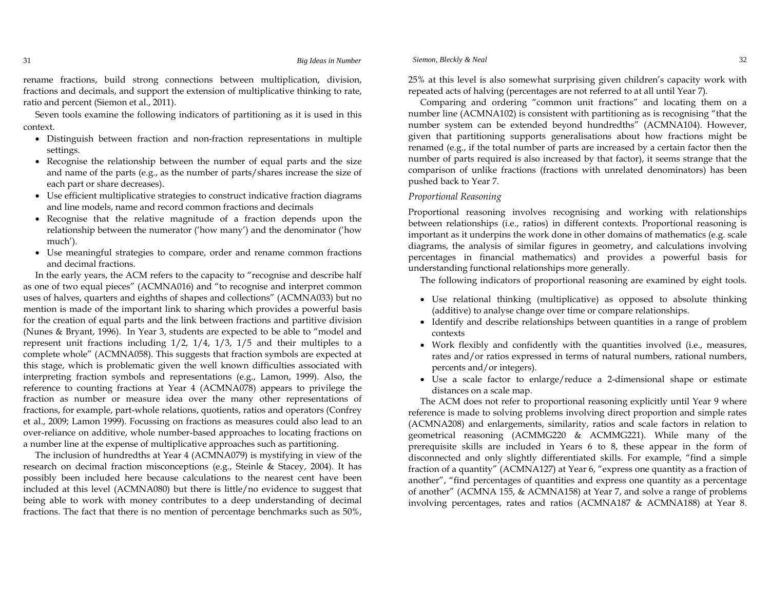rename fractions, build strong connections between multiplication, division, fractions and decimals, and support the extension of multiplicative thinking to rate, ratio and percent (Siemon et al., 2011).

Seven tools examine the following indicators of partitioning as it is used in this context.

- Distinguish between fraction and non-fraction representations in multiple settings.
- Recognise the relationship between the number of equal parts and the size and name of the parts (e.g., as the number of parts/shares increase the size of each part or share decreases).
- Use efficient multiplicative strategies to construct indicative fraction diagrams and line models, name and record common fractions and decimals
- Recognise that the relative magnitude of a fraction depends upon the relationship between the numerator ('how many') and the denominator ('how much').
- Use meaningful strategies to compare, order and rename common fractions and decimal fractions.

In the early years, the ACM refers to the capacity to "recognise and describe half as one of two equal pieces" (ACMNA016) and "to recognise and interpret common uses of halves, quarters and eighths of shapes and collections" (ACMNA033) but no mention is made of the important link to sharing which provides a powerful basis for the creation of equal parts and the link between fractions and partitive division (Nunes & Bryant, 1996). In Year 3, students are expected to be able to "model and represent unit fractions including 1/2, 1/4, 1/3, 1/5 and their multiples to a complete whole" (ACMNA058). This suggests that fraction symbols are expected at this stage, which is problematic given the well known difficulties associated with interpreting fraction symbols and representations (e.g., Lamon, 1999). Also, the reference to counting fractions at Year 4 (ACMNA078) appears to privilege the fraction as number or measure idea over the many other representations of fractions, for example, part-whole relations, quotients, ratios and operators (Confrey et al., 2009; Lamon 1999). Focussing on fractions as measures could also lead to an over-reliance on additive, whole number-based approaches to locating fractions on a number line at the expense of multiplicative approaches such as partitioning.

The inclusion of hundredths at Year 4 (ACMNA079) is mystifying in view of the research on decimal fraction misconceptions (e.g., Steinle & Stacey, 2004). It has possibly been included here because calculations to the nearest cent have been included at this level (ACMNA080) but there is little/no evidence to suggest that being able to work with money contributes to a deep understanding of decimal fractions. The fact that there is no mention of percentage benchmarks such as 50%, 25% at this level is also somewhat surprising given children's capacity work with repeated acts of halving (percentages are not referred to at all until Year 7).

Comparing and ordering "common unit fractions" and locating them on a number line (ACMNA102) is consistent with partitioning as is recognising "that the number system can be extended beyond hundredths" (ACMNA104). However, given that partitioning supports generalisations about how fractions might be renamed (e.g., if the total number of parts are increased by a certain factor then the number of parts required is also increased by that factor), it seems strange that the comparison of unlike fractions (fractions with unrelated denominators) has been pushed back to Year 7.

### *Proportional Reasoning*

Proportional reasoning involves recognising and working with relationships between relationships (i.e., ratios) in different contexts. Proportional reasoning is important as it underpins the work done in other domains of mathematics (e.g. scale diagrams, the analysis of similar figures in geometry, and calculations involving percentages in financial mathematics) and provides a powerful basis for understanding functional relationships more generally.

The following indicators of proportional reasoning are examined by eight tools.

- Use relational thinking (multiplicative) as opposed to absolute thinking (additive) to analyse change over time or compare relationships.
- Identify and describe relationships between quantities in a range of problem contexts
- Work flexibly and confidently with the quantities involved (i.e., measures, rates and/or ratios expressed in terms of natural numbers, rational numbers, percents and/or integers).
- Use a scale factor to enlarge/reduce a 2-dimensional shape or estimate distances on a scale map.

The ACM does not refer to proportional reasoning explicitly until Year 9 where reference is made to solving problems involving direct proportion and simple rates (ACMNA208) and enlargements, similarity, ratios and scale factors in relation to geometrical reasoning (ACMMG220 & ACMMG221). While many of the prerequisite skills are included in Years 6 to 8, these appear in the form of disconnected and only slightly differentiated skills. For example, "find a simple fraction of a quantity" (ACMNA127) at Year 6, "express one quantity as a fraction of another", "find percentages of quantities and express one quantity as a percentage of another" (ACMNA 155, & ACMNA158) at Year 7, and solve a range of problems involving percentages, rates and ratios (ACMNA187 & ACMNA188) at Year 8.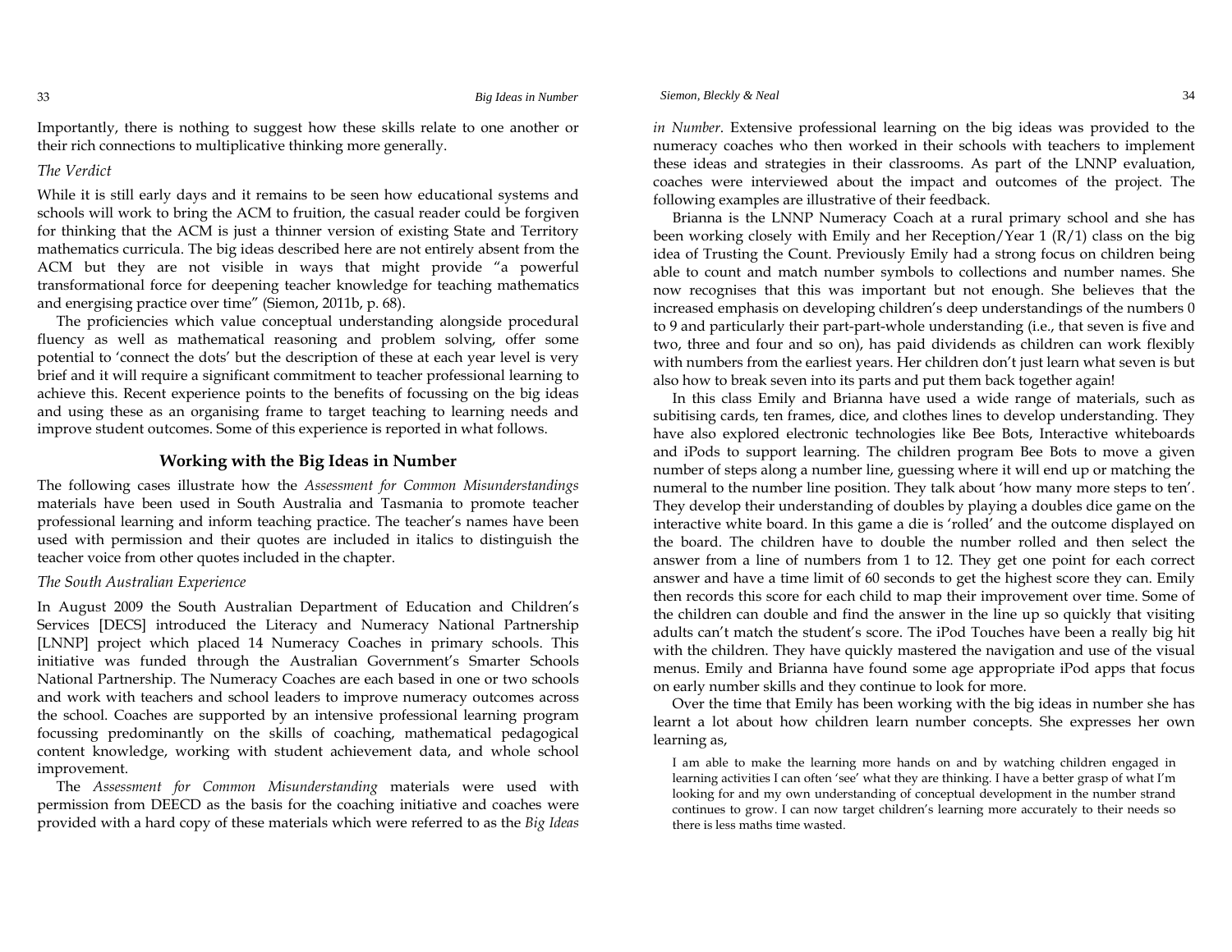Importantly, there is nothing to suggest how these skills relate to one another or their rich connections to multiplicative thinking more generally.

*The Verdict*

While it is still early days and it remains to be seen how educational systems and schools will work to bring the ACM to fruition, the casual reader could be forgiven for thinking that the ACM is just a thinner version of existing State and Territory mathematics curricula. The big ideas described here are not entirely absent from the ACM but they are not visible in ways that might provide "a powerful transformational force for deepening teacher knowledge for teaching mathematics and energising practice over time" (Siemon, 2011b, p. 68).

The proficiencies which value conceptual understanding alongside procedural fluency as well as mathematical reasoning and problem solving, offer some potential to 'connect the dots' but the description of these at each year level is very brief and it will require a significant commitment to teacher professional learning to achieve this. Recent experience points to the benefits of focussing on the big ideas and using these as an organising frame to target teaching to learning needs and improve student outcomes. Some of this experience is reported in what follows.

## Working with the Big Ideas in Number

The following cases illustrate how the *Assessment for Common Misunderstandings* materials have been used in South Australia and Tasmania to promote teacher professional learning and inform teaching practice. The teacher's names have been used with permission and their quotes are included in italics to distinguish the teacher voice from other quotes included in the chapter.

*The South Australian Experience*

In August 2009 the South Australian Department of Education and Children's Services [DECS] introduced the Literacy and Numeracy National Partnership [LNNP] project which placed 14 Numeracy Coaches in primary schools. This initiative was funded through the Australian Government's Smarter Schools National Partnership. The Numeracy Coaches are each based in one or two schools and work with teachers and school leaders to improve numeracy outcomes across the school. Coaches are supported by an intensive professional learning program focussing predominantly on the skills of coaching, mathematical pedagogical content knowledge, working with student achievement data, and whole school improvement.

The *Assessment for Common Misunderstanding* materials were used with permission from DEECD as the basis for the coaching initiative and coaches were provided with a hard copy of these materials which were referred to as the *Big Ideas in Number*. Extensive professional learning on the big ideas was provided to the numeracy coaches who then worked in their schools with teachers to implement these ideas and strategies in their classrooms. As part of the LNNP evaluation, coaches were interviewed about the impact and outcomes of the project. The following examples are illustrative of their feedback.

Brianna is the LNNP Numeracy Coach at a rural primary school and she has been working closely with Emily and her Reception/Year 1 (R/1) class on the big idea of Trusting the Count. Previously Emily had a strong focus on children being able to count and match number symbols to collections and number names. She now recognises that this was important but not enough. She believes that the increased emphasis on developing children's deep understandings of the numbers 0 to 9 and particularly their part-part-whole understanding (i.e., that seven is five and two, three and four and so on), has paid dividends as children can work flexibly with numbers from the earliest years. Her children don't just learn what seven is but also how to break seven into its parts and put them back together again!

In this class Emily and Brianna have used a wide range of materials, such as subitising cards, ten frames, dice, and clothes lines to develop understanding. They have also explored electronic technologies like Bee Bots, Interactive whiteboards and iPods to support learning. The children program Bee Bots to move a given number of steps along a number line, guessing where it will end up or matching the numeral to the number line position. They talk about 'how many more steps to ten'. They develop their understanding of doubles by playing a doubles dice game on the interactive white board. In this game a die is 'rolled' and the outcome displayed on the board. The children have to double the number rolled and then select the answer from a line of numbers from 1 to 12. They get one point for each correct answer and have a time limit of 60 seconds to get the highest score they can. Emily then records this score for each child to map their improvement over time. Some of the children can double and find the answer in the line up so quickly that visiting adults can't match the student's score. The iPod Touches have been a really big hit with the children. They have quickly mastered the navigation and use of the visual menus. Emily and Brianna have found some age appropriate iPod apps that focus on early number skills and they continue to look for more.

Over the time that Emily has been working with the big ideas in number she has learnt a lot about how children learn number concepts. She expresses her own learning as,

> I am able to make the learning more hands on and by watching children engaged in learning activities I can often 'see' what they are thinking. I have a better grasp of what I'm looking for and my own understanding of conceptual development in the number strand continues to grow. I can now target children's learning more accurately to their needs so there is less maths time wasted.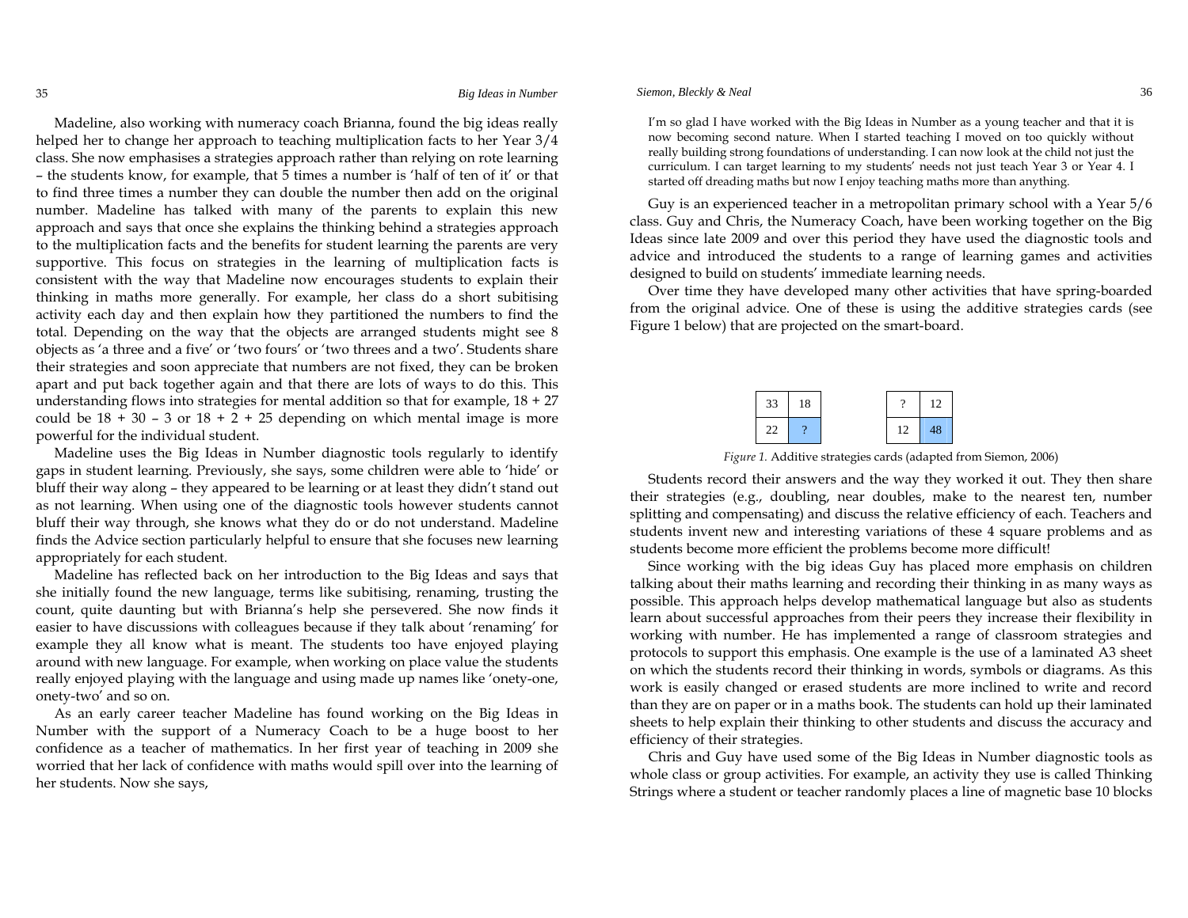Madeline, also working with numeracy coach Brianna, found the big ideas really helped her to change her approach to teaching multiplication facts to her Year 3/4 class. She now emphasises a strategies approach rather than relying on rote learning – the students know, for example, that 5 times a number is 'half of ten of it' or that to find three times a number they can double the number then add on the original number. Madeline has talked with many of the parents to explain this new approach and says that once she explains the thinking behind a strategies approach to the multiplication facts and the benefits for student learning the parents are very supportive. This focus on strategies in the learning of multiplication facts is consistent with the way that Madeline now encourages students to explain their thinking in maths more generally. For example, her class do a short subitising activity each day and then explain how they partitioned the numbers to find the total. Depending on the way that the objects are arranged students might see 8 objects as 'a three and a five' or 'two fours' or 'two threes and a two'. Students share their strategies and soon appreciate that numbers are not fixed, they can be broken apart and put back together again and that there are lots of ways to do this. This understanding flows into strategies for mental addition so that for example, 18 + 27 could be 18 + 30 – 3 or 18 + 2 + 25 depending on which mental image is more powerful for the individual student.

Madeline uses the Big Ideas in Number diagnostic tools regularly to identify gaps in student learning. Previously, she says, some children were able to 'hide' or bluff their way along – they appeared to be learning or at least they didn't stand out as not learning. When using one of the diagnostic tools however students cannot bluff their way through, she knows what they do or do not understand. Madeline finds the Advice section particularly helpful to ensure that she focuses new learning appropriately for each student.

Madeline has reflected back on her introduction to the Big Ideas and says that she initially found the new language, terms like subitising, renaming, trusting the count, quite daunting but with Brianna's help she persevered. She now finds it easier to have discussions with colleagues because if they talk about 'renaming' for example they all know what is meant. The students too have enjoyed playing around with new language. For example, when working on place value the students really enjoyed playing with the language and using made up names like 'onety-one, onety-two' and so on.

As an early career teacher Madeline has found working on the Big Ideas in Number with the support of a Numeracy Coach to be a huge boost to her confidence as a teacher of mathematics. In her first year of teaching in 2009 she worried that her lack of confidence with maths would spill over into the learning of her students. Now she says,

> I'm so glad I have worked with the Big Ideas in Number as a young teacher and that it is now becoming second nature. When I started teaching I moved on too quickly without really building strong foundations of understanding. I can now look at the child not just the curriculum. I can target learning to my students' needs not just teach Year 3 or Year 4. I started off dreading maths but now I enjoy teaching maths more than anything.

Guy is an experienced teacher in a metropolitan primary school with a Year 5/6 class. Guy and Chris, the Numeracy Coach, have been working together on the Big Ideas since late 2009 and over this period they have used the diagnostic tools and advice and introduced the students to a range of learning games and activities designed to build on students' immediate learning needs.

Over time they have developed many other activities that have spring-boarded from the original advice. One of these is using the additive strategies cards (see Figure 1 below) that are projected on the smart-board.

| 33 | 18 |
|---|---|
| 22 | ? |

| ? | 12 |
|---|---|
| 12 | 48 |

*Figure 1.* Additive strategies cards (adapted from Siemon, 2006)

Students record their answers and the way they worked it out. They then share their strategies (e.g., doubling, near doubles, make to the nearest ten, number splitting and compensating) and discuss the relative efficiency of each. Teachers and students invent new and interesting variations of these 4 square problems and as students become more efficient the problems become more difficult!

Since working with the big ideas Guy has placed more emphasis on children talking about their maths learning and recording their thinking in as many ways as possible. This approach helps develop mathematical language but also as students learn about successful approaches from their peers they increase their flexibility in working with number. He has implemented a range of classroom strategies and protocols to support this emphasis. One example is the use of a laminated A3 sheet on which the students record their thinking in words, symbols or diagrams. As this work is easily changed or erased students are more inclined to write and record than they are on paper or in a maths book. The students can hold up their laminated sheets to help explain their thinking to other students and discuss the accuracy and efficiency of their strategies.

Chris and Guy have used some of the Big Ideas in Number diagnostic tools as whole class or group activities. For example, an activity they use is called Thinking Strings where a student or teacher randomly places a line of magnetic base 10 blocks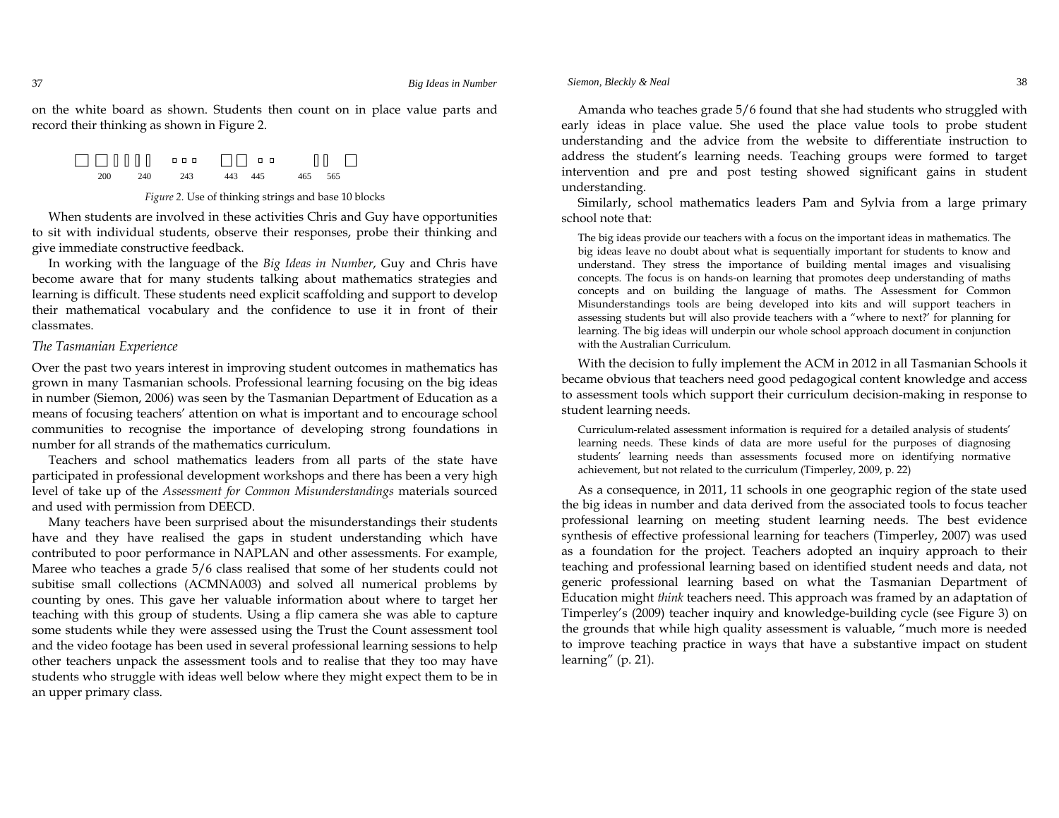on the white board as shown. Students then count on in place value parts and record their thinking as shown in Figure 2.

200 240 243 443 445 465 565

*Figure 2.* Use of thinking strings and base 10 blocks

When students are involved in these activities Chris and Guy have opportunities to sit with individual students, observe their responses, probe their thinking and give immediate constructive feedback.

In working with the language of the *Big Ideas in Number*, Guy and Chris have become aware that for many students talking about mathematics strategies and learning is difficult. These students need explicit scaffolding and support to develop their mathematical vocabulary and the confidence to use it in front of their classmates.

### *The Tasmanian Experience*

Over the past two years interest in improving student outcomes in mathematics has grown in many Tasmanian schools. Professional learning focusing on the big ideas in number (Siemon, 2006) was seen by the Tasmanian Department of Education as a means of focusing teachers' attention on what is important and to encourage school communities to recognise the importance of developing strong foundations in number for all strands of the mathematics curriculum.

Teachers and school mathematics leaders from all parts of the state have participated in professional development workshops and there has been a very high level of take up of the *Assessment for Common Misunderstandings* materials sourced and used with permission from DEECD.

Many teachers have been surprised about the misunderstandings their students have and they have realised the gaps in student understanding which have contributed to poor performance in NAPLAN and other assessments. For example, Maree who teaches a grade 5/6 class realised that some of her students could not subitise small collections (ACMNA003) and solved all numerical problems by counting by ones. This gave her valuable information about where to target her teaching with this group of students. Using a flip camera she was able to capture some students while they were assessed using the Trust the Count assessment tool and the video footage has been used in several professional learning sessions to help other teachers unpack the assessment tools and to realise that they too may have students who struggle with ideas well below where they might expect them to be in an upper primary class.

Amanda who teaches grade 5/6 found that she had students who struggled with early ideas in place value. She used the place value tools to probe student understanding and the advice from the website to differentiate instruction to address the student's learning needs. Teaching groups were formed to target intervention and pre and post testing showed significant gains in student understanding.

Similarly, school mathematics leaders Pam and Sylvia from a large primary school note that:

> The big ideas provide our teachers with a focus on the important ideas in mathematics. The big ideas leave no doubt about what is sequentially important for students to know and understand. They stress the importance of building mental images and visualising concepts. The focus is on hands-on learning that promotes deep understanding of maths concepts and on building the language of maths. The Assessment for Common Misunderstandings tools are being developed into kits and will support teachers in assessing students but will also provide teachers with a "where to next?' for planning for learning. The big ideas will underpin our whole school approach document in conjunction with the Australian Curriculum.

With the decision to fully implement the ACM in 2012 in all Tasmanian Schools it became obvious that teachers need good pedagogical content knowledge and access to assessment tools which support their curriculum decision-making in response to student learning needs.

> Curriculum-related assessment information is required for a detailed analysis of students' learning needs. These kinds of data are more useful for the purposes of diagnosing students' learning needs than assessments focused more on identifying normative achievement, but not related to the curriculum (Timperley, 2009, p. 22)

As a consequence, in 2011, 11 schools in one geographic region of the state used the big ideas in number and data derived from the associated tools to focus teacher professional learning on meeting student learning needs. The best evidence synthesis of effective professional learning for teachers (Timperley, 2007) was used as a foundation for the project. Teachers adopted an inquiry approach to their teaching and professional learning based on identified student needs and data, not generic professional learning based on what the Tasmanian Department of Education might *think* teachers need. This approach was framed by an adaptation of Timperley's (2009) teacher inquiry and knowledge-building cycle (see Figure 3) on the grounds that while high quality assessment is valuable, "much more is needed to improve teaching practice in ways that have a substantive impact on student learning" (p. 21).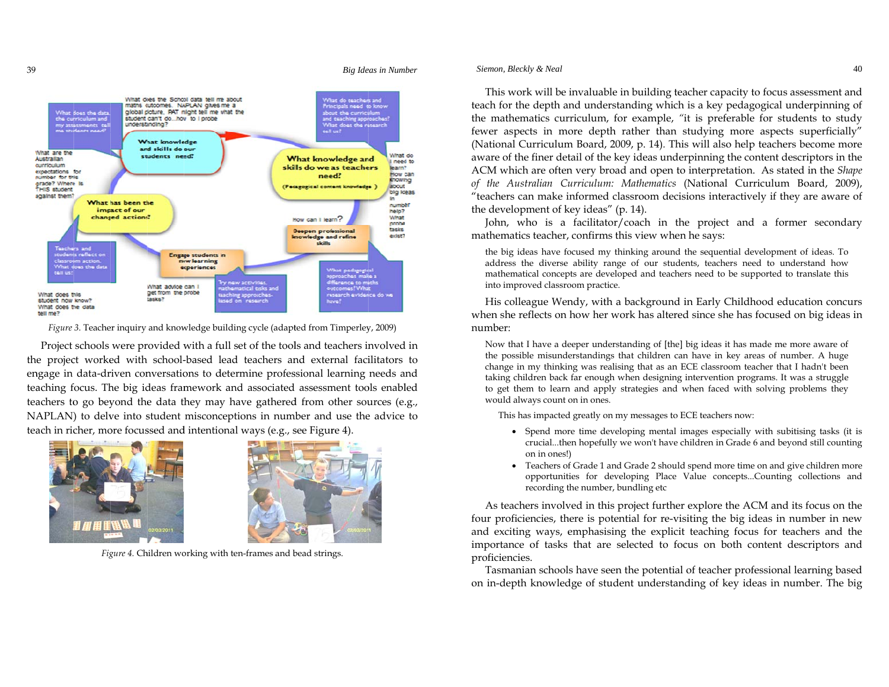*Figure 3.* Teacher inquiry and knowledge building cycle (adapted from Timperley, 2009)

Project schools were provided with a full set of the tools and teachers involved in the project worked with school-based lead teachers and external facilitators to engage in data-driven conversations to determine professional learning needs and teaching focus. The big ideas framework and associated assessment tools enabled teachers to go beyond the data they may have gathered from other sources (e.g., NAPLAN) to delve into student misconceptions in number and use the advice to teach in richer, more focussed and intentional ways (e.g., see Figure 4).

*Figure 4.* Children working with ten-frames and bead strings.

This work will be invaluable in building teacher capacity to focus assessment and teach for the depth and understanding which is a key pedagogical underpinning of the mathematics curriculum, for example, "it is preferable for students to study fewer aspects in more depth rather than studying more aspects superficially" (National Curriculum Board, 2009, p. 14). This will also help teachers become more aware of the finer detail of the key ideas underpinning the content descriptors in the ACM which are often very broad and open to interpretation. As stated in the *Shape of the Australian Curriculum: Mathematics* (National Curriculum Board, 2009), "teachers can make informed classroom decisions interactively if they are aware of the development of key ideas" (p. 14).

John, who is a facilitator/coach in the project and a former secondary mathematics teacher, confirms this view when he says:

> the big ideas have focused my thinking around the sequential development of ideas. To address the diverse ability range of our students, teachers need to understand how mathematical concepts are developed and teachers need to be supported to translate this into improved classroom practice.

His colleague Wendy, with a background in Early Childhood education concurs when she reflects on how her work has altered since she has focused on big ideas in number:

> Now that I have a deeper understanding of [the] big ideas it has made me more aware of the possible misunderstandings that children can have in key areas of number. A huge change in my thinking was realising that as an ECE classroom teacher that I hadn't been taking children back far enough when designing intervention programs. It was a struggle to get them to learn and apply strategies and when faced with solving problems they would always count on in ones.
>
> This has impacted greatly on my messages to ECE teachers now:
>
> - Spend more time developing mental images especially with subitising tasks (it is crucial...then hopefully we won't have children in Grade 6 and beyond still counting on in ones!)
> - Teachers of Grade 1 and Grade 2 should spend more time on and give children more opportunities for developing Place Value concepts...Counting collections and recording the number, bundling etc

As teachers involved in this project further explore the ACM and its focus on the four proficiencies, there is potential for re-visiting the big ideas in number in new and exciting ways, emphasising the explicit teaching focus for teachers and the importance of tasks that are selected to focus on both content descriptors and proficiencies.

Tasmanian schools have seen the potential of teacher professional learning based on in-depth knowledge of student understanding of key ideas in number. The big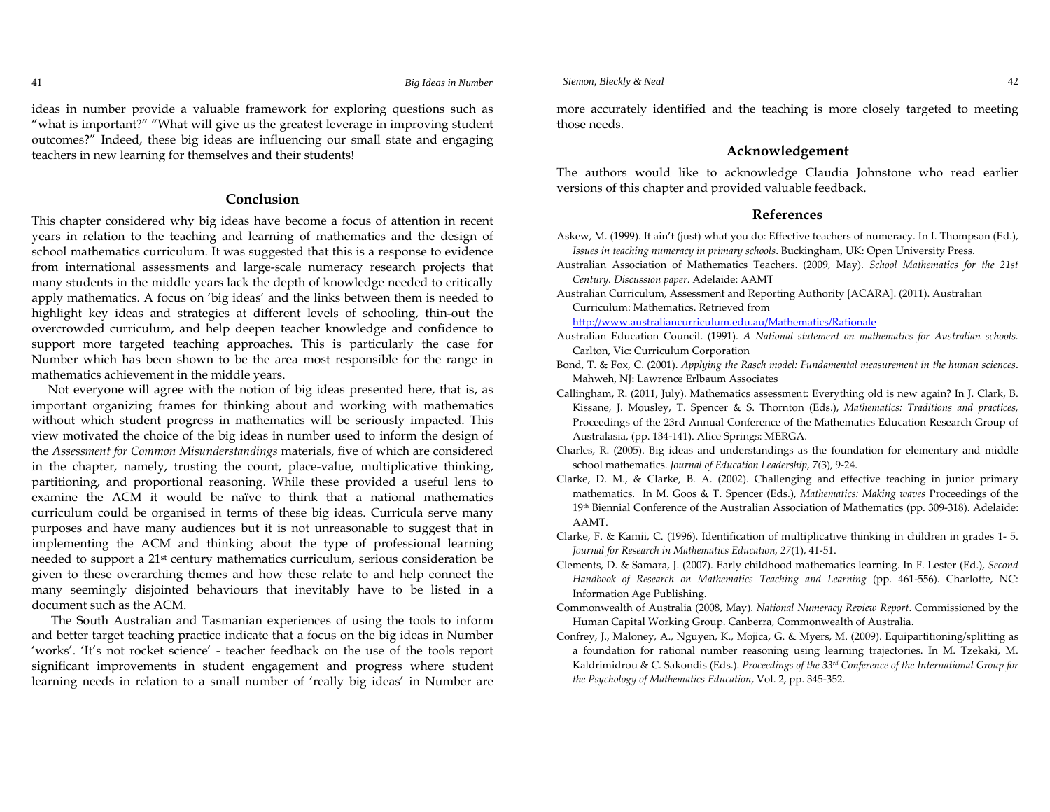ideas in number provide a valuable framework for exploring questions such as "what is important?" "What will give us the greatest leverage in improving student outcomes?" Indeed, these big ideas are influencing our small state and engaging teachers in new learning for themselves and their students!

## Conclusion

This chapter considered why big ideas have become a focus of attention in recent years in relation to the teaching and learning of mathematics and the design of school mathematics curriculum. It was suggested that this is a response to evidence from international assessments and large-scale numeracy research projects that many students in the middle years lack the depth of knowledge needed to critically apply mathematics. A focus on 'big ideas' and the links between them is needed to highlight key ideas and strategies at different levels of schooling, thin-out the overcrowded curriculum, and help deepen teacher knowledge and confidence to support more targeted teaching approaches. This is particularly the case for Number which has been shown to be the area most responsible for the range in mathematics achievement in the middle years.

Not everyone will agree with the notion of big ideas presented here, that is, as important organizing frames for thinking about and working with mathematics without which student progress in mathematics will be seriously impacted. This view motivated the choice of the big ideas in number used to inform the design of the *Assessment for Common Misunderstandings* materials, five of which are considered in the chapter, namely, trusting the count, place-value, multiplicative thinking, partitioning, and proportional reasoning. While these provided a useful lens to examine the ACM it would be naïve to think that a national mathematics curriculum could be organised in terms of these big ideas. Curricula serve many purposes and have many audiences but it is not unreasonable to suggest that in implementing the ACM and thinking about the type of professional learning needed to support a 21st century mathematics curriculum, serious consideration be given to these overarching themes and how these relate to and help connect the many seemingly disjointed behaviours that inevitably have to be listed in a document such as the ACM.

The South Australian and Tasmanian experiences of using the tools to inform and better target teaching practice indicate that a focus on the big ideas in Number 'works'. 'It's not rocket science' - teacher feedback on the use of the tools report significant improvements in student engagement and progress where student learning needs in relation to a small number of 'really big ideas' in Number are more accurately identified and the teaching is more closely targeted to meeting those needs.

## Acknowledgement

The authors would like to acknowledge Claudia Johnstone who read earlier versions of this chapter and provided valuable feedback.

## References

Askew, M. (1999). It ain't (just) what you do: Effective teachers of numeracy. In I. Thompson (Ed.), *Issues in teaching numeracy in primary schools*. Buckingham, UK: Open University Press.

Australian Association of Mathematics Teachers. (2009, May). *School Mathematics for the 21st Century. Discussion paper*. Adelaide: AAMT

Australian Curriculum, Assessment and Reporting Authority [ACARA]. (2011). Australian Curriculum: Mathematics. Retrieved from http://www.australiancurriculum.edu.au/Mathematics/Rationale

Australian Education Council. (1991). *A National statement on mathematics for Australian schools.* Carlton, Vic: Curriculum Corporation

Bond, T. & Fox, C. (2001). *Applying the Rasch model: Fundamental measurement in the human sciences*. Mahweh, NJ: Lawrence Erlbaum Associates

Callingham, R. (2011, July). Mathematics assessment: Everything old is new again? In J. Clark, B. Kissane, J. Mousley, T. Spencer & S. Thornton (Eds.), *Mathematics: Traditions and practices,* Proceedings of the 23rd Annual Conference of the Mathematics Education Research Group of Australasia, (pp. 134-141). Alice Springs: MERGA.

Charles, R. (2005). Big ideas and understandings as the foundation for elementary and middle school mathematics. *Journal of Education Leadership, 7*(3), 9-24.

Clarke, D. M., & Clarke, B. A. (2002). Challenging and effective teaching in junior primary mathematics. In M. Goos & T. Spencer (Eds.), *Mathematics: Making waves* Proceedings of the 19th Biennial Conference of the Australian Association of Mathematics (pp. 309-318). Adelaide: AAMT.

Clarke, F. & Kamii, C. (1996). Identification of multiplicative thinking in children in grades 1- 5. *Journal for Research in Mathematics Education, 27*(1), 41-51.

Clements, D. & Samara, J. (2007). Early childhood mathematics learning. In F. Lester (Ed.), *Second Handbook of Research on Mathematics Teaching and Learning* (pp. 461-556). Charlotte, NC: Information Age Publishing.

Commonwealth of Australia (2008, May). *National Numeracy Review Report*. Commissioned by the Human Capital Working Group. Canberra, Commonwealth of Australia.

Confrey, J., Maloney, A., Nguyen, K., Mojica, G. & Myers, M. (2009). Equipartitioning/splitting as a foundation for rational number reasoning using learning trajectories. In M. Tzekaki, M. Kaldrimidrou & C. Sakondis (Eds.). *Proceedings of the 33rd Conference of the International Group for the Psychology of Mathematics Education*, Vol. 2, pp. 345-352.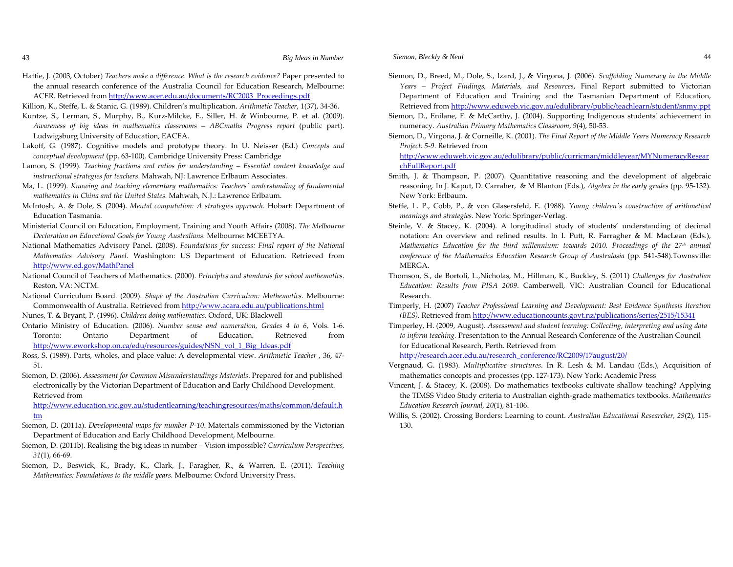Hattie, J. (2003, October) *Teachers make a difference. What is the research evidence?* Paper presented to the annual research conference of the Australia Council for Educational Research, Melbourne: ACER. Retrieved from http://www.acer.edu.au/documents/RC2003_Proceedings.pdf

Killion, K., Steffe, L. & Stanic, G. (1989). Children's multiplication. *Arithmetic Teacher*, 1(37), 34-36.

Kuntze, S., Lerman, S., Murphy, B., Kurz-Milcke, E., Siller, H. & Winbourne, P. et al. (2009). *Awareness of big ideas in mathematics classrooms – ABCmaths Progress report* (public part). Ludwigsburg University of Education, EACEA.

Lakoff, G. (1987). Cognitive models and prototype theory. In U. Neisser (Ed.) *Concepts and conceptual development* (pp. 63-100). Cambridge University Press: Cambridge

Lamon, S. (1999). *Teaching fractions and ratios for understanding – Essential content knowledge and instructional strategies for teachers.* Mahwah, NJ: Lawrence Erlbaum Associates.

Ma, L. (1999). *Knowing and teaching elementary mathematics: Teachers' understanding of fundamental mathematics in China and the United States.* Mahwah, N.J.: Lawrence Erlbaum.

McIntosh, A. & Dole, S. (2004). *Mental computation: A strategies approach*. Hobart: Department of Education Tasmania.

Ministerial Council on Education, Employment, Training and Youth Affairs (2008). *The Melbourne Declaration on Educational Goals for Young Australians.* Melbourne: MCEETYA.

National Mathematics Advisory Panel. (2008). *Foundations for success: Final report of the National Mathematics Advisory Panel*. Washington: US Department of Education. Retrieved from http://www.ed.gov/MathPanel

National Council of Teachers of Mathematics. (2000). *Principles and standards for school mathematics*. Reston, VA: NCTM.

National Curriculum Board. (2009). *Shape of the Australian Curriculum: Mathematics*. Melbourne: Commonwealth of Australia. Retrieved from http://www.acara.edu.au/publications.html

Nunes, T. & Bryant, P. (1996). *Children doing mathematics*. Oxford, UK: Blackwell

Ontario Ministry of Education. (2006). *Number sense and numeration, Grades 4 to 6*, Vols. 1-6. Toronto: Ontario Department of Education. Retrieved from http://www.eworkshop.on.ca/edu/resources/guides/NSN_vol_1_Big_Ideas.pdf

Ross, S. (1989). Parts, wholes, and place value: A developmental view. *Arithmetic Teacher* , 36, 47-51.

Siemon, D. (2006). *Assessment for Common Misunderstandings Materials*. Prepared for and published electronically by the Victorian Department of Education and Early Childhood Development. Retrieved from http://www.education.vic.gov.au/studentlearning/teachingresources/maths/common/default.htm

Siemon, D. (2011a). *Developmental maps for number P-10*. Materials commissioned by the Victorian Department of Education and Early Childhood Development, Melbourne.

Siemon, D. (2011b). Realising the big ideas in number – Vision impossible? *Curriculum Perspectives, 31*(1), 66-69.

Siemon, D., Beswick, K., Brady, K., Clark, J., Faragher, R., & Warren, E. (2011). *Teaching Mathematics: Foundations to the middle years.* Melbourne: Oxford University Press.

Siemon, D., Breed, M., Dole, S., Izard, J., & Virgona, J. (2006). *Scaffolding Numeracy in the Middle Years – Project Findings, Materials, and Resources*, Final Report submitted to Victorian Department of Education and Training and the Tasmanian Department of Education, Retrieved from http://www.eduweb.vic.gov.au/edulibrary/public/teachlearn/student/snmy.ppt

Siemon, D., Enilane, F. & McCarthy, J. (2004). Supporting Indigenous students' achievement in numeracy. *Australian Primary Mathematics Classroom*, *9*(4), 50-53.

Siemon, D., Virgona, J. & Corneille, K. (2001). *The Final Report of the Middle Years Numeracy Research Project: 5-9*. Retrieved from http://www.eduweb.vic.gov.au/edulibrary/public/curricman/middleyear/MYNumeracyResearchFullReport.pdf

Smith, J. & Thompson, P. (2007). Quantitative reasoning and the development of algebraic reasoning. In J. Kaput, D. Carraher, & M Blanton (Eds.), *Algebra in the early grades* (pp. 95-132). New York: Erlbaum.

Steffe, L. P., Cobb, P., & von Glasersfeld, E. (1988). *Young children's construction of arithmetical meanings and strategies*. New York: Springer-Verlag.

Steinle, V. & Stacey, K. (2004). A longitudinal study of students' understanding of decimal notation: An overview and refined results. In I. Putt, R. Farragher & M. MacLean (Eds.), *Mathematics Education for the third millennium: towards 2010. Proceedings of the 27th annual conference of the Mathematics Education Research Group of Australasia* (pp. 541-548).Townsville: MERGA.

Thomson, S., de Bortoli, L.,Nicholas, M., Hillman, K., Buckley, S. (2011) *Challenges for Australian Education: Results from PISA 2009*. Camberwell, VIC: Australian Council for Educational Research.

Timperly, H. (2007) *Teacher Professional Learning and Development: Best Evidence Synthesis Iteration (BES).* Retrieved from http://www.educationcounts.govt.nz/publications/series/2515/15341

Timperley, H. (2009, August). *Assessment and student learning: Collecting, interpreting and using data to inform teaching.* Presentation to the Annual Research Conference of the Australian Council for Educational Research, Perth. Retrieved from http://research.acer.edu.au/research_conference/RC2009/17august/20/

Vergnaud, G. (1983). *Multiplicative structures*. In R. Lesh & M. Landau (Eds.), Acquisition of mathematics concepts and processes (pp. 127-173). New York: Academic Press

Vincent, J. & Stacey, K. (2008). Do mathematics textbooks cultivate shallow teaching? Applying the TIMSS Video Study criteria to Australian eighth-grade mathematics textbooks. *Mathematics Education Research Journal, 20*(1), 81-106.

Willis, S. (2002). Crossing Borders: Learning to count. *Australian Educational Researcher, 29*(2), 115-130.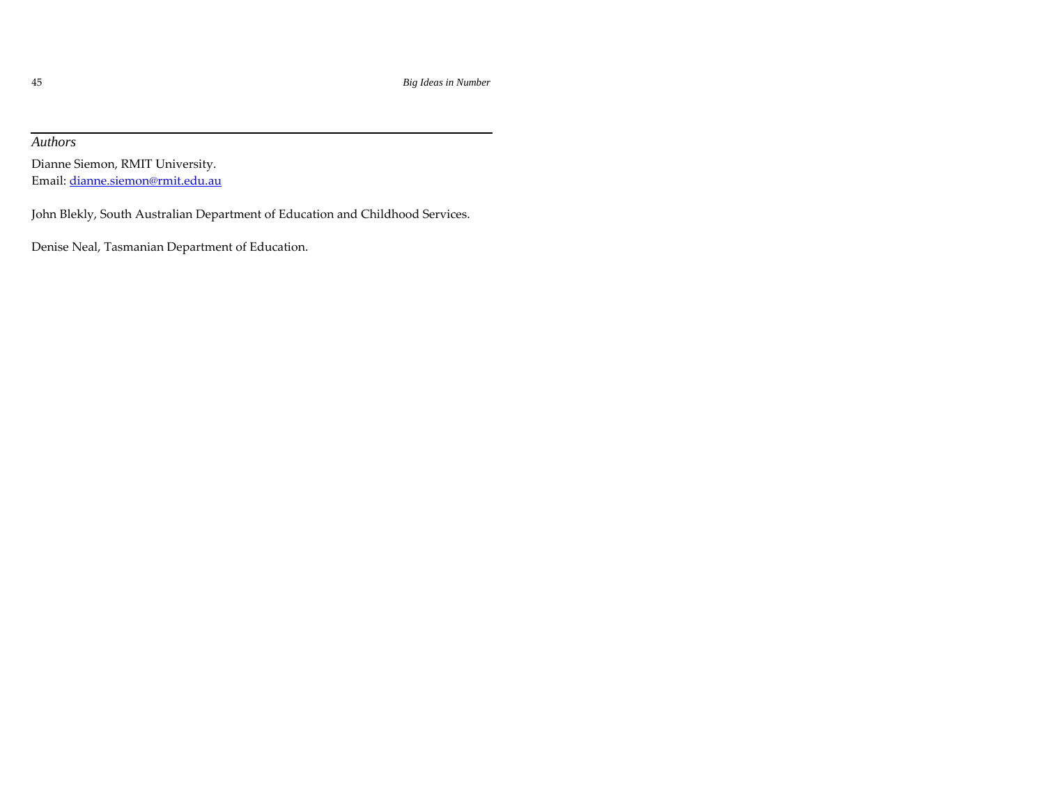## *Authors*

Dianne Siemon, RMIT University.
Email: dianne.siemon@rmit.edu.au

John Blekly, South Australian Department of Education and Childhood Services.

Denise Neal, Tasmanian Department of Education.